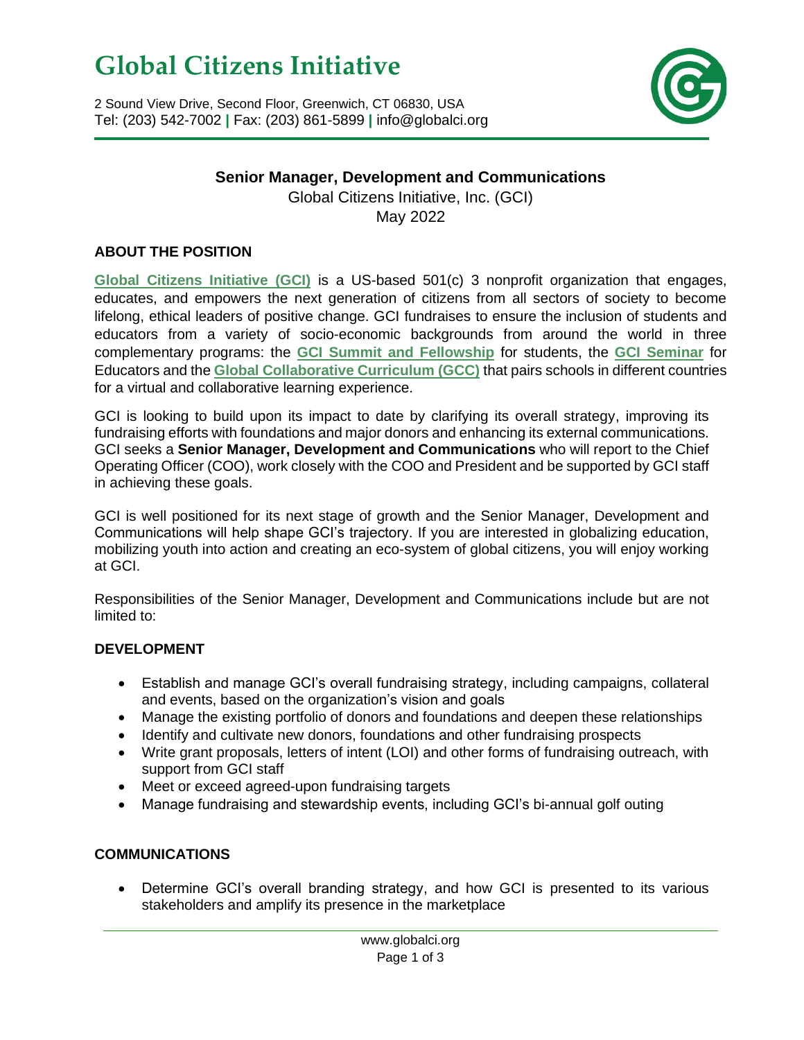# Global Citizens Initiative

2 Sound View Drive, Second Floor, Greenwich, CT 06830, USA
Tel: (203) 542-7002 | Fax: (203) 861-5899 | info@globalci.org

## Senior Manager, Development and Communications

Global Citizens Initiative, Inc. (GCI)
May 2022

### ABOUT THE POSITION

**Global Citizens Initiative (GCI)** is a US-based 501(c) 3 nonprofit organization that engages, educates, and empowers the next generation of citizens from all sectors of society to become lifelong, ethical leaders of positive change. GCI fundraises to ensure the inclusion of students and educators from a variety of socio-economic backgrounds from around the world in three complementary programs: the **GCI Summit and Fellowship** for students, the **GCI Seminar** for Educators and the **Global Collaborative Curriculum (GCC)** that pairs schools in different countries for a virtual and collaborative learning experience.

GCI is looking to build upon its impact to date by clarifying its overall strategy, improving its fundraising efforts with foundations and major donors and enhancing its external communications. GCI seeks a **Senior Manager, Development and Communications** who will report to the Chief Operating Officer (COO), work closely with the COO and President and be supported by GCI staff in achieving these goals.

GCI is well positioned for its next stage of growth and the Senior Manager, Development and Communications will help shape GCI's trajectory. If you are interested in globalizing education, mobilizing youth into action and creating an eco-system of global citizens, you will enjoy working at GCI.

Responsibilities of the Senior Manager, Development and Communications include but are not limited to:

### DEVELOPMENT

- Establish and manage GCI's overall fundraising strategy, including campaigns, collateral and events, based on the organization's vision and goals
- Manage the existing portfolio of donors and foundations and deepen these relationships
- Identify and cultivate new donors, foundations and other fundraising prospects
- Write grant proposals, letters of intent (LOI) and other forms of fundraising outreach, with support from GCI staff
- Meet or exceed agreed-upon fundraising targets
- Manage fundraising and stewardship events, including GCI's bi-annual golf outing

### COMMUNICATIONS

- Determine GCI's overall branding strategy, and how GCI is presented to its various stakeholders and amplify its presence in the marketplace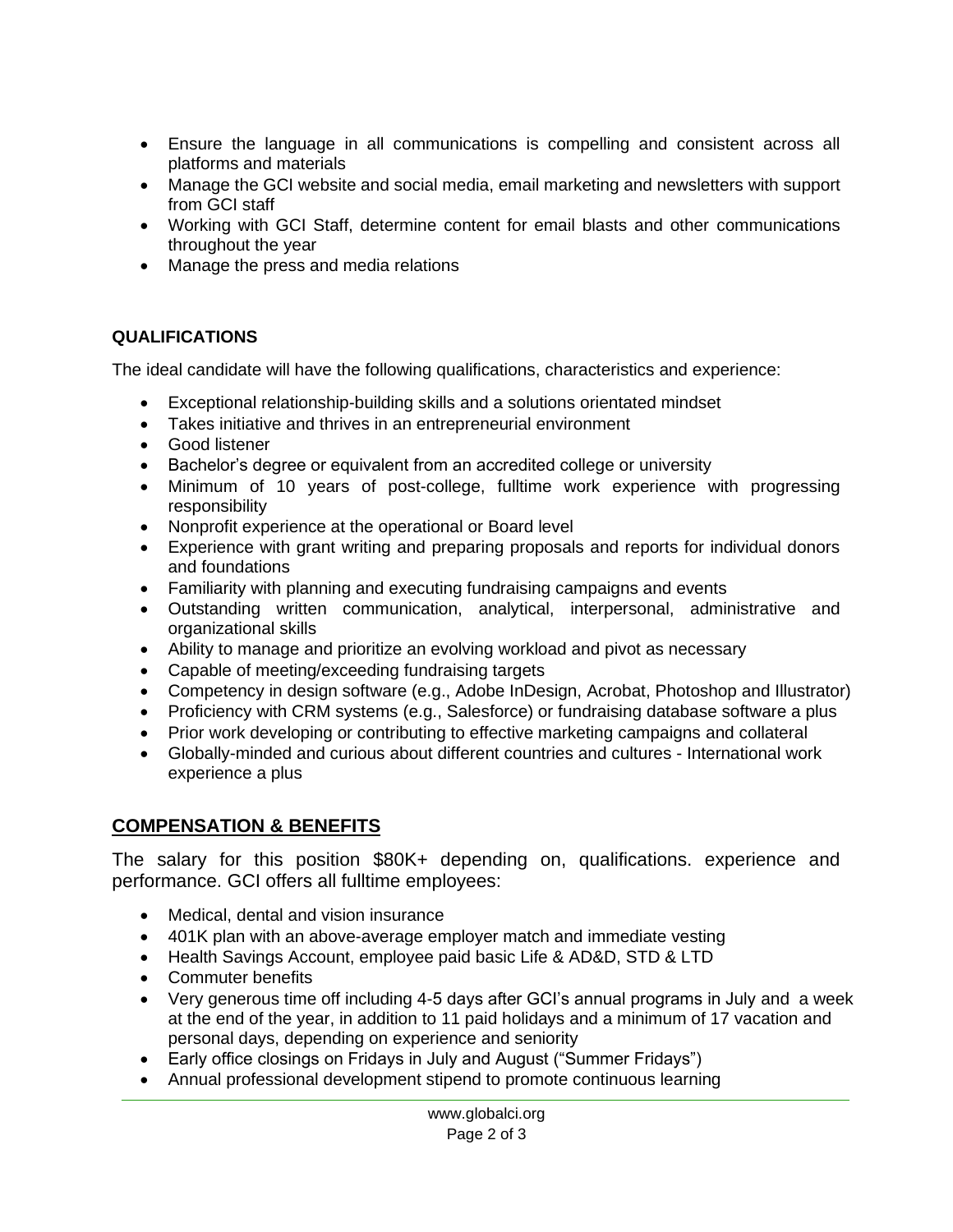- Ensure the language in all communications is compelling and consistent across all platforms and materials
- Manage the GCI website and social media, email marketing and newsletters with support from GCI staff
- Working with GCI Staff, determine content for email blasts and other communications throughout the year
- Manage the press and media relations

### QUALIFICATIONS

The ideal candidate will have the following qualifications, characteristics and experience:

- Exceptional relationship-building skills and a solutions orientated mindset
- Takes initiative and thrives in an entrepreneurial environment
- Good listener
- Bachelor's degree or equivalent from an accredited college or university
- Minimum of 10 years of post-college, fulltime work experience with progressing responsibility
- Nonprofit experience at the operational or Board level
- Experience with grant writing and preparing proposals and reports for individual donors and foundations
- Familiarity with planning and executing fundraising campaigns and events
- Outstanding written communication, analytical, interpersonal, administrative and organizational skills
- Ability to manage and prioritize an evolving workload and pivot as necessary
- Capable of meeting/exceeding fundraising targets
- Competency in design software (e.g., Adobe InDesign, Acrobat, Photoshop and Illustrator)
- Proficiency with CRM systems (e.g., Salesforce) or fundraising database software a plus
- Prior work developing or contributing to effective marketing campaigns and collateral
- Globally-minded and curious about different countries and cultures - International work experience a plus

## COMPENSATION & BENEFITS

The salary for this position $80K+ depending on, qualifications. experience and performance. GCI offers all fulltime employees:

- Medical, dental and vision insurance
- 401K plan with an above-average employer match and immediate vesting
- Health Savings Account, employee paid basic Life & AD&D, STD & LTD
- Commuter benefits
- Very generous time off including 4-5 days after GCI's annual programs in July and a week at the end of the year, in addition to 11 paid holidays and a minimum of 17 vacation and personal days, depending on experience and seniority
- Early office closings on Fridays in July and August ("Summer Fridays")
- Annual professional development stipend to promote continuous learning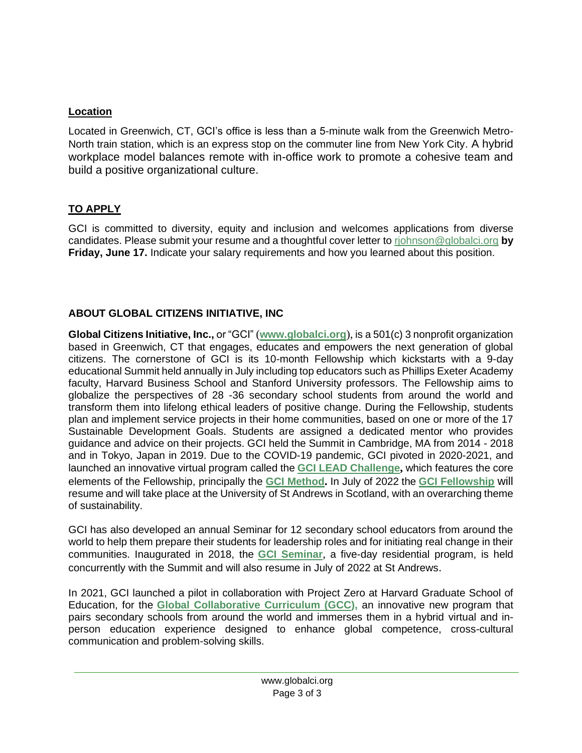## Location

Located in Greenwich, CT, GCI's office is less than a 5-minute walk from the Greenwich Metro-North train station, which is an express stop on the commuter line from New York City. A hybrid workplace model balances remote with in-office work to promote a cohesive team and build a positive organizational culture.

## TO APPLY

GCI is committed to diversity, equity and inclusion and welcomes applications from diverse candidates. Please submit your resume and a thoughtful cover letter to rjohnson@globalci.org **by Friday, June 17.** Indicate your salary requirements and how you learned about this position.

## ABOUT GLOBAL CITIZENS INITIATIVE, INC

**Global Citizens Initiative, Inc.,** or "GCI" (**www.globalci.org**), is a 501(c) 3 nonprofit organization based in Greenwich, CT that engages, educates and empowers the next generation of global citizens. The cornerstone of GCI is its 10-month Fellowship which kickstarts with a 9-day educational Summit held annually in July including top educators such as Phillips Exeter Academy faculty, Harvard Business School and Stanford University professors. The Fellowship aims to globalize the perspectives of 28 -36 secondary school students from around the world and transform them into lifelong ethical leaders of positive change. During the Fellowship, students plan and implement service projects in their home communities, based on one or more of the 17 Sustainable Development Goals. Students are assigned a dedicated mentor who provides guidance and advice on their projects. GCI held the Summit in Cambridge, MA from 2014 - 2018 and in Tokyo, Japan in 2019. Due to the COVID-19 pandemic, GCI pivoted in 2020-2021, and launched an innovative virtual program called the **GCI LEAD Challenge,** which features the core elements of the Fellowship, principally the **GCI Method.** In July of 2022 the **GCI Fellowship** will resume and will take place at the University of St Andrews in Scotland, with an overarching theme of sustainability.

GCI has also developed an annual Seminar for 12 secondary school educators from around the world to help them prepare their students for leadership roles and for initiating real change in their communities. Inaugurated in 2018, the **GCI Seminar**, a five-day residential program, is held concurrently with the Summit and will also resume in July of 2022 at St Andrews.

In 2021, GCI launched a pilot in collaboration with Project Zero at Harvard Graduate School of Education, for the **Global Collaborative Curriculum (GCC),** an innovative new program that pairs secondary schools from around the world and immerses them in a hybrid virtual and in-person education experience designed to enhance global competence, cross-cultural communication and problem-solving skills.